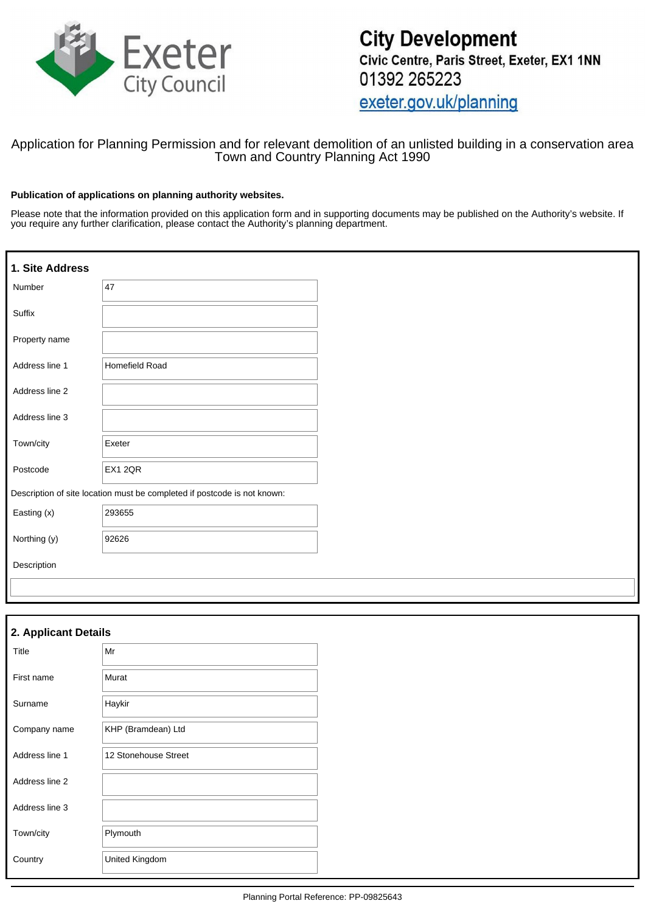Exeter City Council

**City Development**
**Civic Centre, Paris Street, Exeter, EX1 1NN**
01392 265223
exeter.gov.uk/planning

Application for Planning Permission and for relevant demolition of an unlisted building in a conservation area
Town and Country Planning Act 1990

**Publication of applications on planning authority websites.**

Please note that the information provided on this application form and in supporting documents may be published on the Authority's website. If you require any further clarification, please contact the Authority's planning department.

## 1. Site Address

| | |
|---|---|
| Number | 47 |
| Suffix | |
| Property name | |
| Address line 1 | Homefield Road |
| Address line 2 | |
| Address line 3 | |
| Town/city | Exeter |
| Postcode | EX1 2QR |

Description of site location must be completed if postcode is not known:

| | |
|---|---|
| Easting (x) | 293655 |
| Northing (y) | 92626 |
| Description | |

## 2. Applicant Details

| | |
|---|---|
| Title | Mr |
| First name | Murat |
| Surname | Haykir |
| Company name | KHP (Bramdean) Ltd |
| Address line 1 | 12 Stonehouse Street |
| Address line 2 | |
| Address line 3 | |
| Town/city | Plymouth |
| Country | United Kingdom |

Planning Portal Reference: PP-09825643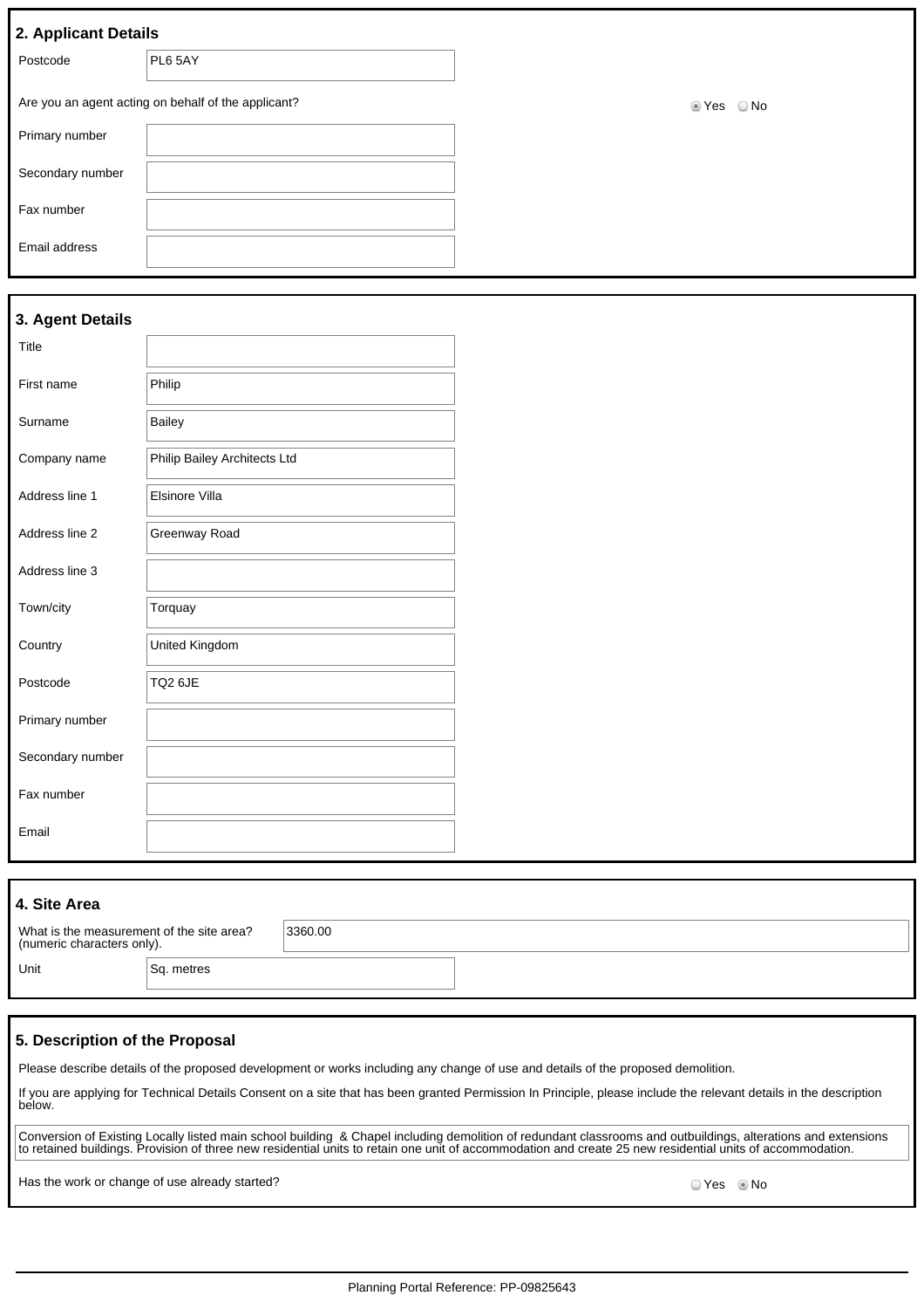## 2. Applicant Details

| | |
|---|---|
| Postcode | PL6 5AY |

Are you an agent acting on behalf of the applicant? ◉ Yes ○ No

| | |
|---|---|
| Primary number | |
| Secondary number | |
| Fax number | |
| Email address | |

## 3. Agent Details

| | |
|---|---|
| Title | |
| First name | Philip |
| Surname | Bailey |
| Company name | Philip Bailey Architects Ltd |
| Address line 1 | Elsinore Villa |
| Address line 2 | Greenway Road |
| Address line 3 | |
| Town/city | Torquay |
| Country | United Kingdom |
| Postcode | TQ2 6JE |
| Primary number | |
| Secondary number | |
| Fax number | |
| Email | |

## 4. Site Area

| | |
|---|---|
| What is the measurement of the site area? (numeric characters only). | 3360.00 |
| Unit | Sq. metres |

## 5. Description of the Proposal

Please describe details of the proposed development or works including any change of use and details of the proposed demolition.

If you are applying for Technical Details Consent on a site that has been granted Permission In Principle, please include the relevant details in the description below.

Conversion of Existing Locally listed main school building & Chapel including demolition of redundant classrooms and outbuildings, alterations and extensions to retained buildings. Provision of three new residential units to retain one unit of accommodation and create 25 new residential units of accommodation.

Has the work or change of use already started? ○ Yes ◉ No

Planning Portal Reference: PP-09825643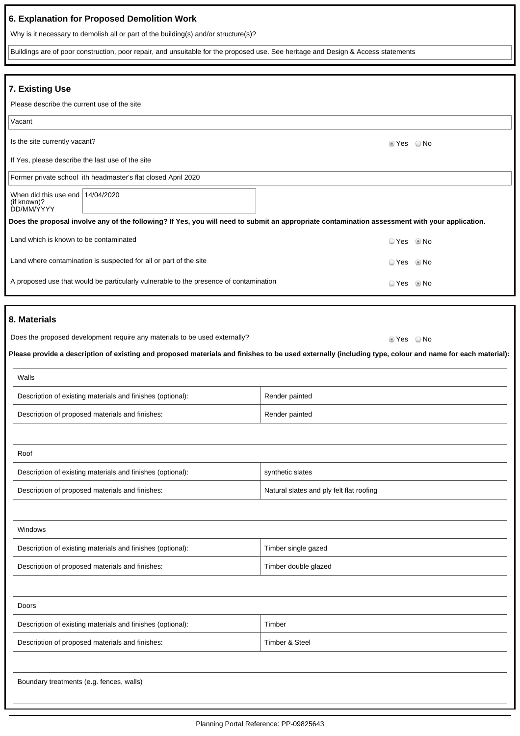## 6. Explanation for Proposed Demolition Work

Why is it necessary to demolish all or part of the building(s) and/or structure(s)?

Buildings are of poor construction, poor repair, and unsuitable for the proposed use. See heritage and Design & Access statements

## 7. Existing Use

Please describe the current use of the site

Vacant

Is the site currently vacant? ◉ Yes ○ No

If Yes, please describe the last use of the site

Former private school ith headmaster's flat closed April 2020

When did this use end (if known)? DD/MM/YYYY: 14/04/2020

**Does the proposal involve any of the following? If Yes, you will need to submit an appropriate contamination assessment with your application.**

Land which is known to be contaminated ○ Yes ◉ No

Land where contamination is suspected for all or part of the site ○ Yes ◉ No

A proposed use that would be particularly vulnerable to the presence of contamination ○ Yes ◉ No

## 8. Materials

Does the proposed development require any materials to be used externally? ◉ Yes ○ No

**Please provide a description of existing and proposed materials and finishes to be used externally (including type, colour and name for each material):**

| Walls | |
|---|---|
| Description of existing materials and finishes (optional): | Render painted |
| Description of proposed materials and finishes: | Render painted |

| Roof | |
|---|---|
| Description of existing materials and finishes (optional): | synthetic slates |
| Description of proposed materials and finishes: | Natural slates and ply felt flat roofing |

| Windows | |
|---|---|
| Description of existing materials and finishes (optional): | Timber single gazed |
| Description of proposed materials and finishes: | Timber double glazed |

| Doors | |
|---|---|
| Description of existing materials and finishes (optional): | Timber |
| Description of proposed materials and finishes: | Timber & Steel |

Boundary treatments (e.g. fences, walls)

Planning Portal Reference: PP-09825643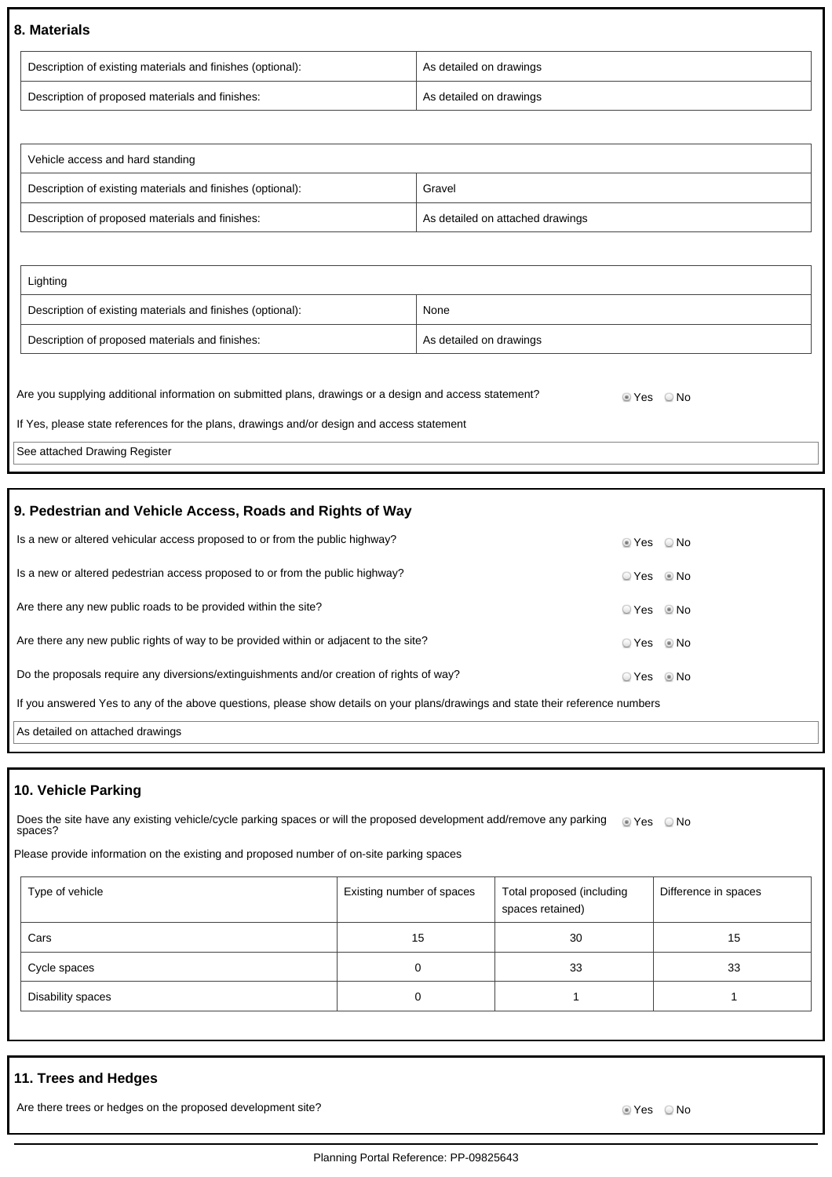## 8. Materials

| Description of existing materials and finishes (optional): | As detailed on drawings |
|---|---|
| Description of proposed materials and finishes: | As detailed on drawings |

| Vehicle access and hard standing | |
|---|---|
| Description of existing materials and finishes (optional): | Gravel |
| Description of proposed materials and finishes: | As detailed on attached drawings |

| Lighting | |
|---|---|
| Description of existing materials and finishes (optional): | None |
| Description of proposed materials and finishes: | As detailed on drawings |

Are you supplying additional information on submitted plans, drawings or a design and access statement? ◉ Yes ○ No

If Yes, please state references for the plans, drawings and/or design and access statement

See attached Drawing Register

## 9. Pedestrian and Vehicle Access, Roads and Rights of Way

Is a new or altered vehicular access proposed to or from the public highway? ◉ Yes ○ No

Is a new or altered pedestrian access proposed to or from the public highway? ○ Yes ◉ No

Are there any new public roads to be provided within the site? ○ Yes ◉ No

Are there any new public rights of way to be provided within or adjacent to the site? ○ Yes ◉ No

Do the proposals require any diversions/extinguishments and/or creation of rights of way? ○ Yes ◉ No

If you answered Yes to any of the above questions, please show details on your plans/drawings and state their reference numbers

As detailed on attached drawings

## 10. Vehicle Parking

Does the site have any existing vehicle/cycle parking spaces or will the proposed development add/remove any parking spaces? ◉ Yes ○ No

Please provide information on the existing and proposed number of on-site parking spaces

| Type of vehicle | Existing number of spaces | Total proposed (including spaces retained) | Difference in spaces |
|---|---|---|---|
| Cars | 15 | 30 | 15 |
| Cycle spaces | 0 | 33 | 33 |
| Disability spaces | 0 | 1 | 1 |

## 11. Trees and Hedges

Are there trees or hedges on the proposed development site? ◉ Yes ○ No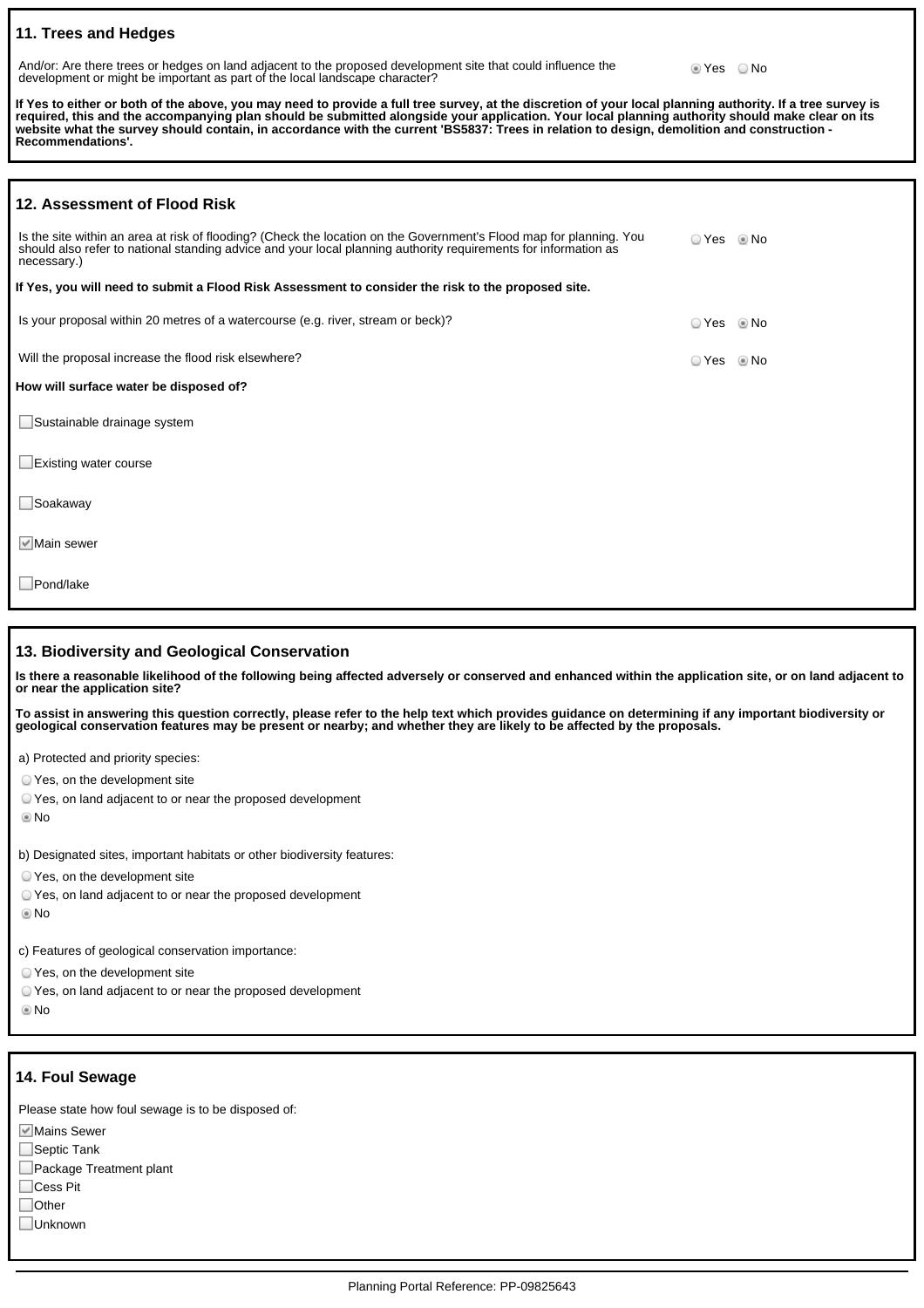## 11. Trees and Hedges

And/or: Are there trees or hedges on land adjacent to the proposed development site that could influence the development or might be important as part of the local landscape character?

◉ Yes ○ No

**If Yes to either or both of the above, you may need to provide a full tree survey, at the discretion of your local planning authority. If a tree survey is required, this and the accompanying plan should be submitted alongside your application. Your local planning authority should make clear on its website what the survey should contain, in accordance with the current 'BS5837: Trees in relation to design, demolition and construction - Recommendations'.**

## 12. Assessment of Flood Risk

Is the site within an area at risk of flooding? (Check the location on the Government's Flood map for planning. You should also refer to national standing advice and your local planning authority requirements for information as necessary.)

○ Yes ◉ No

**If Yes, you will need to submit a Flood Risk Assessment to consider the risk to the proposed site.**

Is your proposal within 20 metres of a watercourse (e.g. river, stream or beck)?

○ Yes ◉ No

Will the proposal increase the flood risk elsewhere?

○ Yes ◉ No

**How will surface water be disposed of?**

- [ ] Sustainable drainage system
- [ ] Existing water course
- [ ] Soakaway
- [x] Main sewer
- [ ] Pond/lake

## 13. Biodiversity and Geological Conservation

**Is there a reasonable likelihood of the following being affected adversely or conserved and enhanced within the application site, or on land adjacent to or near the application site?**

**To assist in answering this question correctly, please refer to the help text which provides guidance on determining if any important biodiversity or geological conservation features may be present or nearby; and whether they are likely to be affected by the proposals.**

a) Protected and priority species:

○ Yes, on the development site
○ Yes, on land adjacent to or near the proposed development
◉ No

b) Designated sites, important habitats or other biodiversity features:

○ Yes, on the development site
○ Yes, on land adjacent to or near the proposed development
◉ No

c) Features of geological conservation importance:

○ Yes, on the development site
○ Yes, on land adjacent to or near the proposed development
◉ No

## 14. Foul Sewage

Please state how foul sewage is to be disposed of:

- [x] Mains Sewer
- [ ] Septic Tank
- [ ] Package Treatment plant
- [ ] Cess Pit
- [ ] Other
- [ ] Unknown

Planning Portal Reference: PP-09825643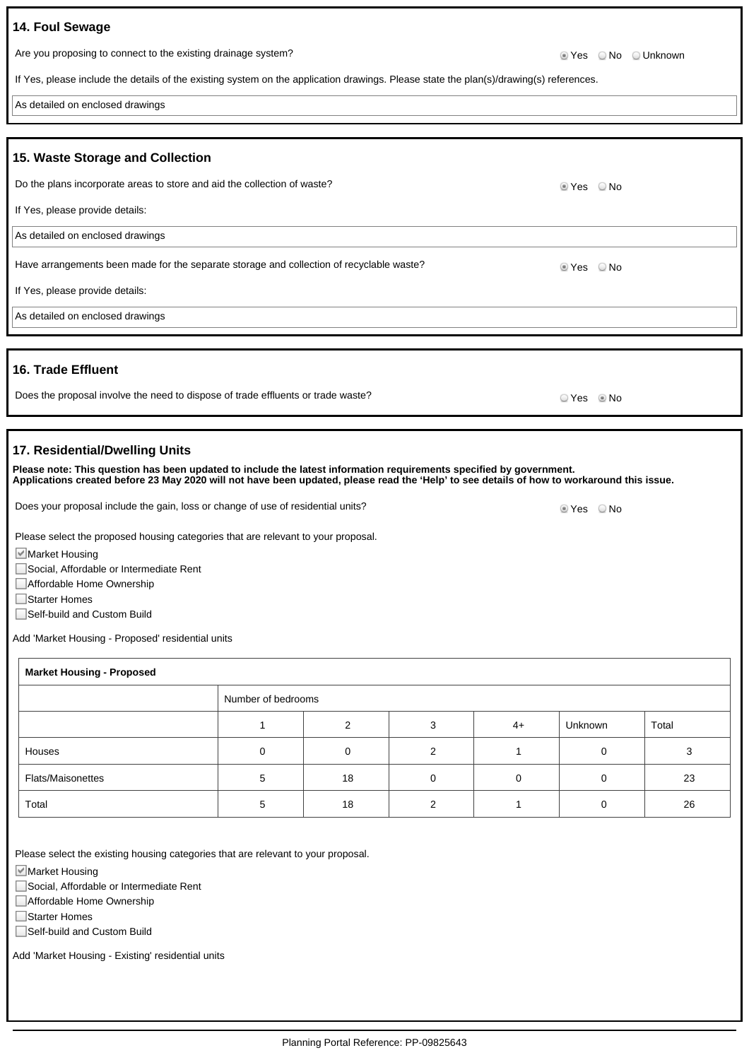## 14. Foul Sewage

Are you proposing to connect to the existing drainage system?

◉ Yes ○ No ○ Unknown

If Yes, please include the details of the existing system on the application drawings. Please state the plan(s)/drawing(s) references.

As detailed on enclosed drawings

## 15. Waste Storage and Collection

Do the plans incorporate areas to store and aid the collection of waste?

◉ Yes ○ No

If Yes, please provide details:

As detailed on enclosed drawings

Have arrangements been made for the separate storage and collection of recyclable waste?

◉ Yes ○ No

If Yes, please provide details:

As detailed on enclosed drawings

## 16. Trade Effluent

Does the proposal involve the need to dispose of trade effluents or trade waste?

○ Yes ◉ No

## 17. Residential/Dwelling Units

**Please note: This question has been updated to include the latest information requirements specified by government. Applications created before 23 May 2020 will not have been updated, please read the 'Help' to see details of how to workaround this issue.**

Does your proposal include the gain, loss or change of use of residential units?

◉ Yes ○ No

Please select the proposed housing categories that are relevant to your proposal.

- [x] Market Housing
- [ ] Social, Affordable or Intermediate Rent
- [ ] Affordable Home Ownership
- [ ] Starter Homes
- [ ] Self-build and Custom Build

Add 'Market Housing - Proposed' residential units

**Market Housing - Proposed**

| | Number of bedrooms | | | | | |
|---|---|---|---|---|---|---|
| | 1 | 2 | 3 | 4+ | Unknown | Total |
| Houses | 0 | 0 | 2 | 1 | 0 | 3 |
| Flats/Maisonettes | 5 | 18 | 0 | 0 | 0 | 23 |
| Total | 5 | 18 | 2 | 1 | 0 | 26 |

Please select the existing housing categories that are relevant to your proposal.

- [x] Market Housing
- [ ] Social, Affordable or Intermediate Rent
- [ ] Affordable Home Ownership
- [ ] Starter Homes
- [ ] Self-build and Custom Build

Add 'Market Housing - Existing' residential units

Planning Portal Reference: PP-09825643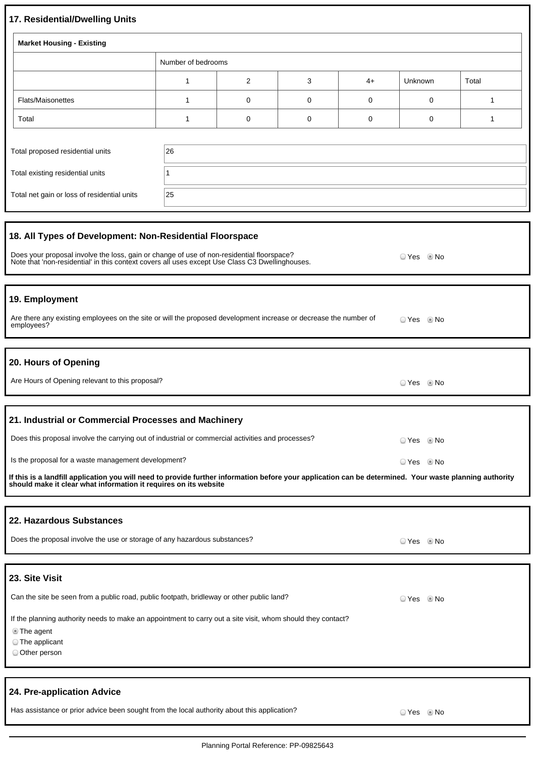## 17. Residential/Dwelling Units

| Market Housing - Existing | | | | | | |
|---|---|---|---|---|---|---|
| | Number of bedrooms | | | | | |
| | 1 | 2 | 3 | 4+ | Unknown | Total |
| Flats/Maisonettes | 1 | 0 | 0 | 0 | 0 | 1 |
| Total | 1 | 0 | 0 | 0 | 0 | 1 |

Total proposed residential units: 26

Total existing residential units: 1

Total net gain or loss of residential units: 25

## 18. All Types of Development: Non-Residential Floorspace

Does your proposal involve the loss, gain or change of use of non-residential floorspace?
Note that 'non-residential' in this context covers all uses except Use Class C3 Dwellinghouses.

- ○ Yes
- ◉ No

## 19. Employment

Are there any existing employees on the site or will the proposed development increase or decrease the number of employees?

- ○ Yes
- ◉ No

## 20. Hours of Opening

Are Hours of Opening relevant to this proposal?

- ○ Yes
- ◉ No

## 21. Industrial or Commercial Processes and Machinery

Does this proposal involve the carrying out of industrial or commercial activities and processes?

- ○ Yes
- ◉ No

Is the proposal for a waste management development?

- ○ Yes
- ◉ No

**If this is a landfill application you will need to provide further information before your application can be determined. Your waste planning authority should make it clear what information it requires on its website**

## 22. Hazardous Substances

Does the proposal involve the use or storage of any hazardous substances?

- ○ Yes
- ◉ No

## 23. Site Visit

Can the site be seen from a public road, public footpath, bridleway or other public land?

- ○ Yes
- ◉ No

If the planning authority needs to make an appointment to carry out a site visit, whom should they contact?

- ◉ The agent
- ○ The applicant
- ○ Other person

## 24. Pre-application Advice

Has assistance or prior advice been sought from the local authority about this application?

- ○ Yes
- ◉ No

Planning Portal Reference: PP-09825643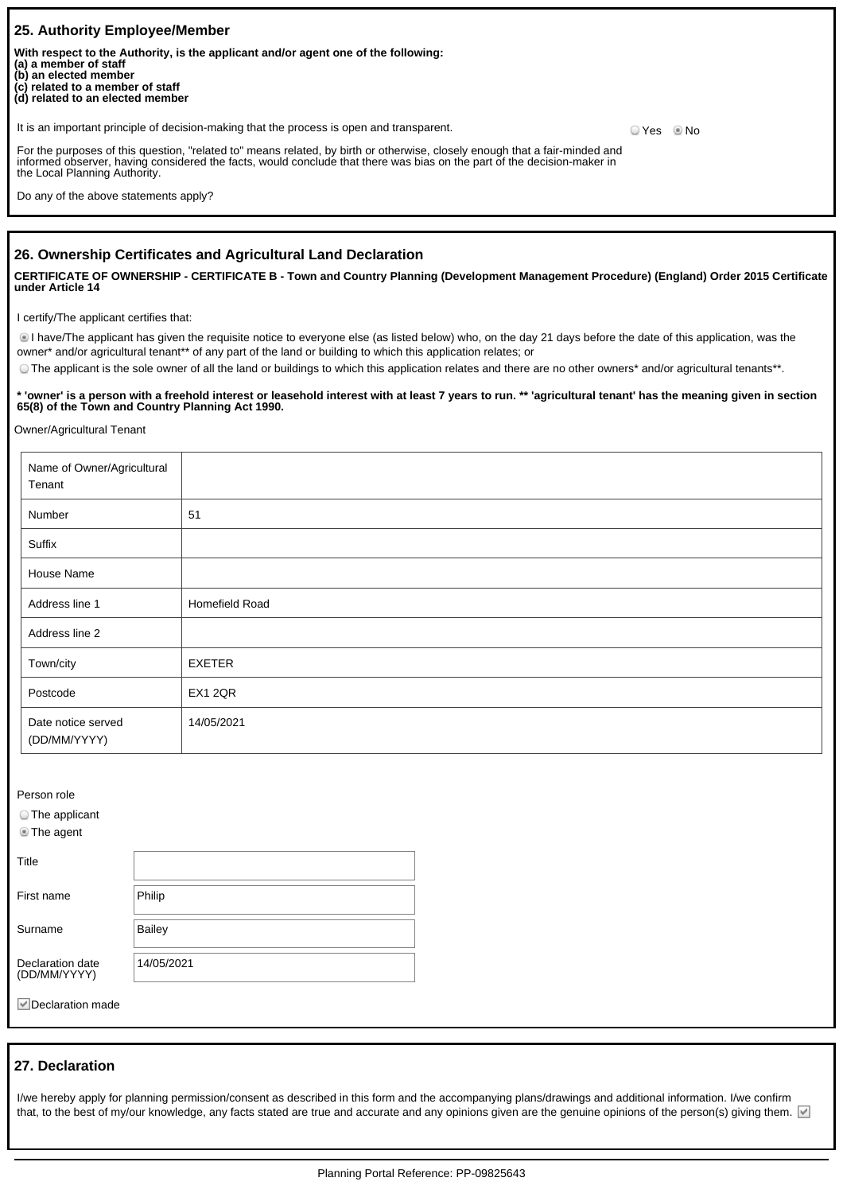## 25. Authority Employee/Member

**With respect to the Authority, is the applicant and/or agent one of the following:**
**(a) a member of staff**
**(b) an elected member**
**(c) related to a member of staff**
**(d) related to an elected member**

It is an important principle of decision-making that the process is open and transparent.

For the purposes of this question, "related to" means related, by birth or otherwise, closely enough that a fair-minded and informed observer, having considered the facts, would conclude that there was bias on the part of the decision-maker in the Local Planning Authority.

Do any of the above statements apply?

○ Yes ◉ No

## 26. Ownership Certificates and Agricultural Land Declaration

**CERTIFICATE OF OWNERSHIP - CERTIFICATE B - Town and Country Planning (Development Management Procedure) (England) Order 2015 Certificate under Article 14**

I certify/The applicant certifies that:

◉ I have/The applicant has given the requisite notice to everyone else (as listed below) who, on the day 21 days before the date of this application, was the owner* and/or agricultural tenant** of any part of the land or building to which this application relates; or

○ The applicant is the sole owner of all the land or buildings to which this application relates and there are no other owners* and/or agricultural tenants**.

**\* 'owner' is a person with a freehold interest or leasehold interest with at least 7 years to run. \*\* 'agricultural tenant' has the meaning given in section 65(8) of the Town and Country Planning Act 1990.**

Owner/Agricultural Tenant

| | |
|---|---|
| Name of Owner/Agricultural Tenant | |
| Number | 51 |
| Suffix | |
| House Name | |
| Address line 1 | Homefield Road |
| Address line 2 | |
| Town/city | EXETER |
| Postcode | EX1 2QR |
| Date notice served (DD/MM/YYYY) | 14/05/2021 |

Person role

○ The applicant
◉ The agent

| | |
|---|---|
| Title | |
| First name | Philip |
| Surname | Bailey |
| Declaration date (DD/MM/YYYY) | 14/05/2021 |

☑ Declaration made

## 27. Declaration

I/we hereby apply for planning permission/consent as described in this form and the accompanying plans/drawings and additional information. I/we confirm that, to the best of my/our knowledge, any facts stated are true and accurate and any opinions given are the genuine opinions of the person(s) giving them. ☑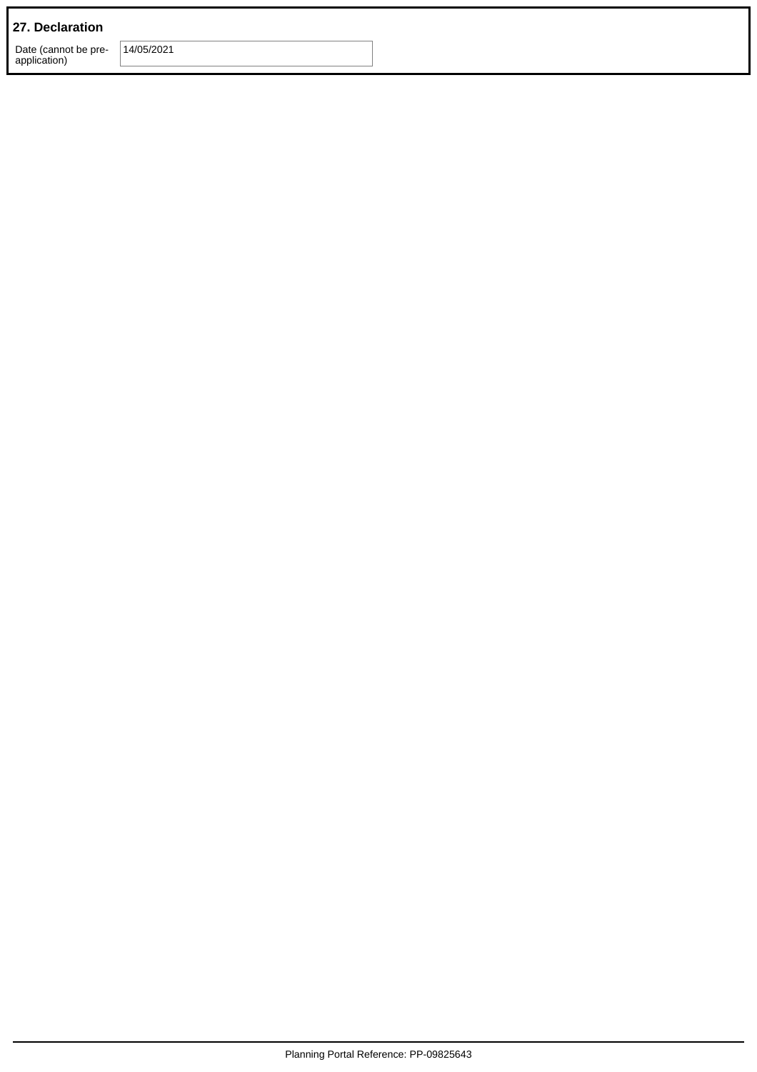## 27. Declaration

| | |
|---|---|
| Date (cannot be pre-application) | 14/05/2021 |